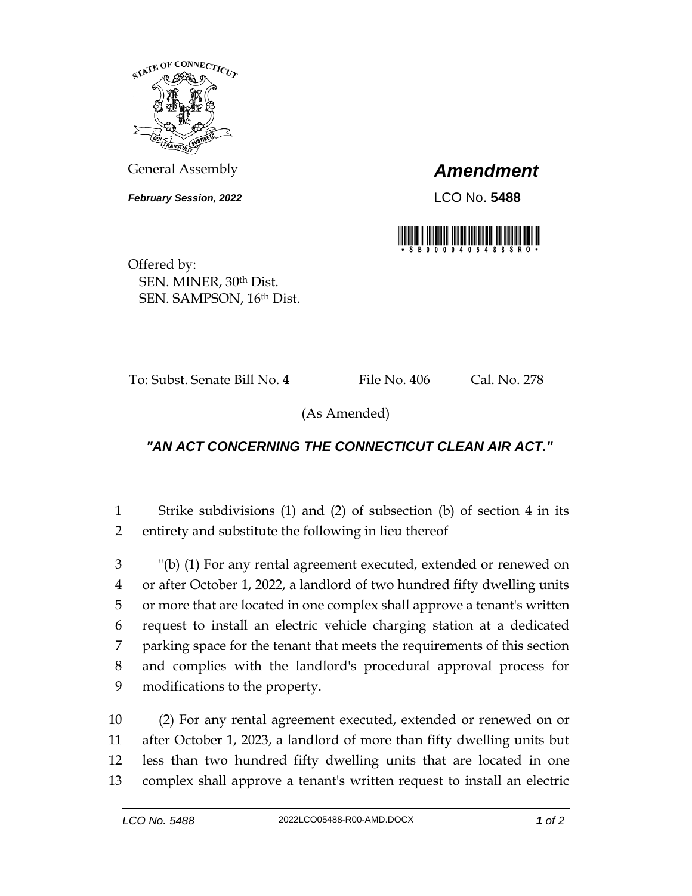General Assembly

# *Amendment*

***February Session, 2022***

LCO No. **5488**

Offered by:
SEN. MINER, 30th Dist.
SEN. SAMPSON, 16th Dist.

To: Subst. Senate Bill No. **4** File No. 406 Cal. No. 278

(As Amended)

## *"AN ACT CONCERNING THE CONNECTICUT CLEAN AIR ACT."*

---

1 Strike subdivisions (1) and (2) of subsection (b) of section 4 in its
2 entirety and substitute the following in lieu thereof

3 "(b) (1) For any rental agreement executed, extended or renewed on
4 or after October 1, 2022, a landlord of two hundred fifty dwelling units
5 or more that are located in one complex shall approve a tenant's written
6 request to install an electric vehicle charging station at a dedicated
7 parking space for the tenant that meets the requirements of this section
8 and complies with the landlord's procedural approval process for
9 modifications to the property.

10 (2) For any rental agreement executed, extended or renewed on or
11 after October 1, 2023, a landlord of more than fifty dwelling units but
12 less than two hundred fifty dwelling units that are located in one
13 complex shall approve a tenant's written request to install an electric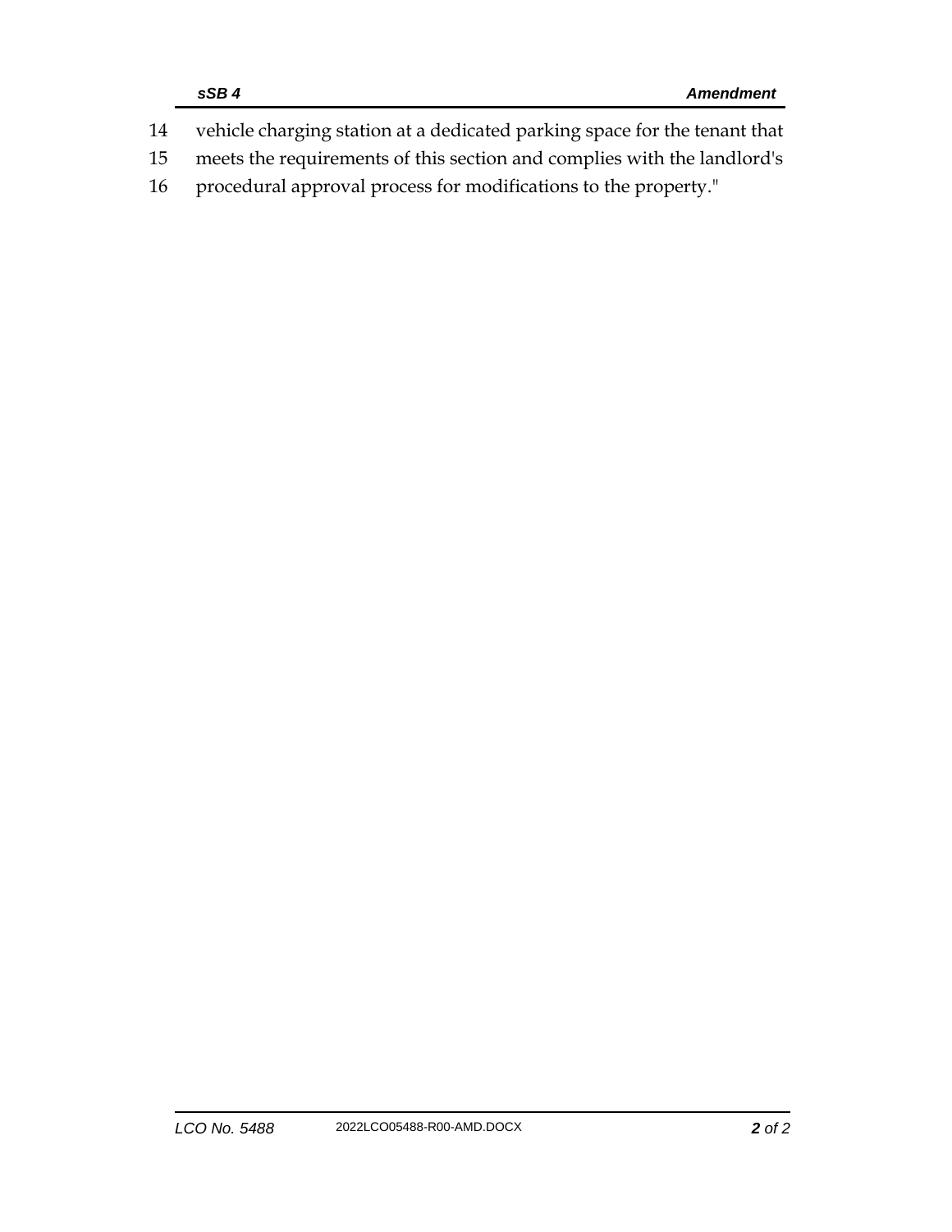vehicle charging station at a dedicated parking space for the tenant that meets the requirements of this section and complies with the landlord's procedural approval process for modifications to the property."